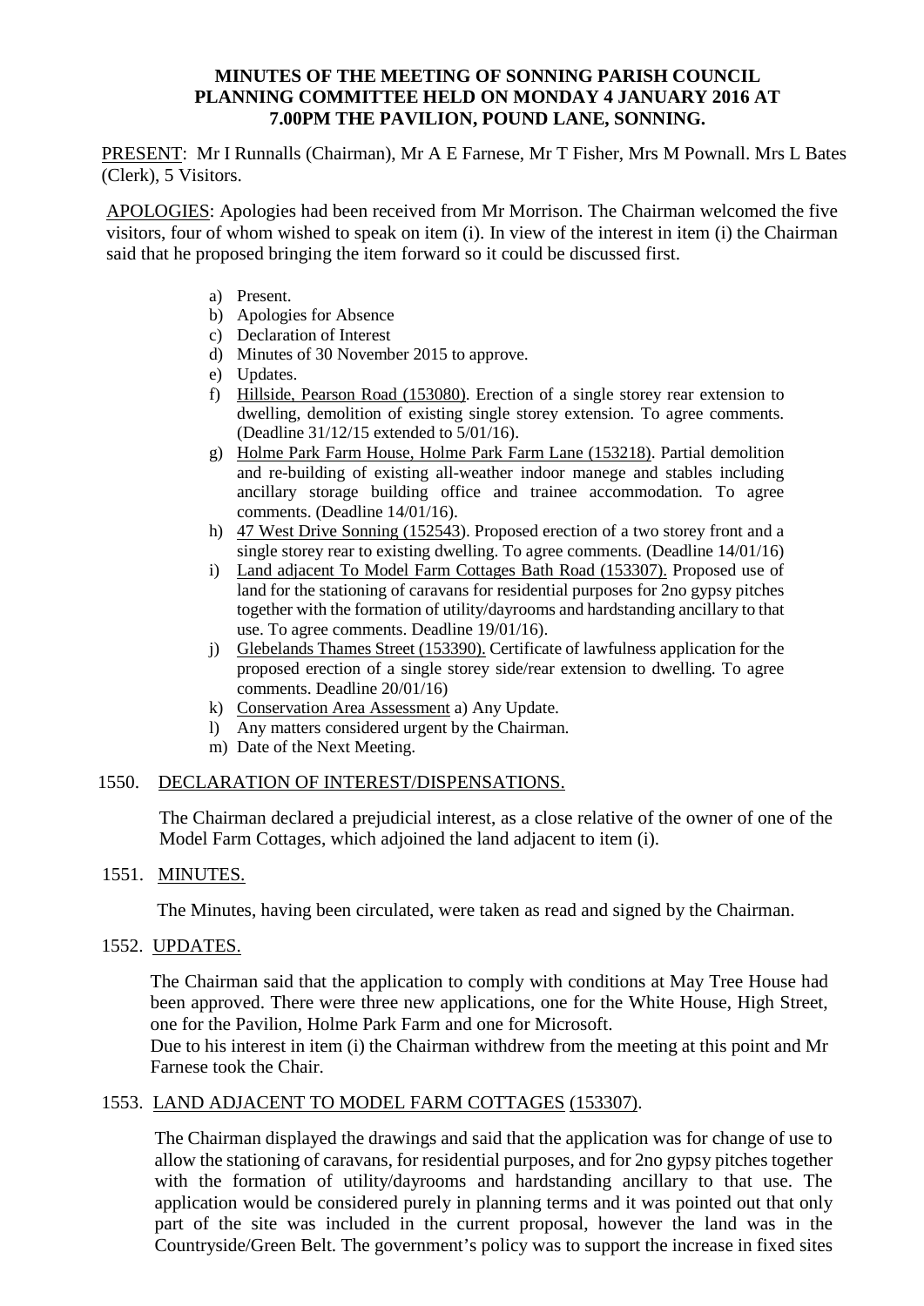# MINUTES OF THE MEETING OF SONNING PARISH COUNCIL PLANNING COMMITTEE HELD ON MONDAY 4 JANUARY 2016 AT 7.00PM THE PAVILION, POUND LANE, SONNING.

PRESENT: Mr I Runnalls (Chairman), Mr A E Farnese, Mr T Fisher, Mrs M Pownall. Mrs L Bates (Clerk), 5 Visitors.

APOLOGIES: Apologies had been received from Mr Morrison. The Chairman welcomed the five visitors, four of whom wished to speak on item (i). In view of the interest in item (i) the Chairman said that he proposed bringing the item forward so it could be discussed first.

a) Present.
b) Apologies for Absence
c) Declaration of Interest
d) Minutes of 30 November 2015 to approve.
e) Updates.
f) Hillside, Pearson Road (153080). Erection of a single storey rear extension to dwelling, demolition of existing single storey extension. To agree comments. (Deadline 31/12/15 extended to 5/01/16).
g) Holme Park Farm House, Holme Park Farm Lane (153218). Partial demolition and re-building of existing all-weather indoor manege and stables including ancillary storage building office and trainee accommodation. To agree comments. (Deadline 14/01/16).
h) 47 West Drive Sonning (152543). Proposed erection of a two storey front and a single storey rear to existing dwelling. To agree comments. (Deadline 14/01/16)
i) Land adjacent To Model Farm Cottages Bath Road (153307). Proposed use of land for the stationing of caravans for residential purposes for 2no gypsy pitches together with the formation of utility/dayrooms and hardstanding ancillary to that use. To agree comments. Deadline 19/01/16).
j) Glebelands Thames Street (153390). Certificate of lawfulness application for the proposed erection of a single storey side/rear extension to dwelling. To agree comments. Deadline 20/01/16)
k) Conservation Area Assessment a) Any Update.
l) Any matters considered urgent by the Chairman.
m) Date of the Next Meeting.

## 1550. DECLARATION OF INTEREST/DISPENSATIONS.

The Chairman declared a prejudicial interest, as a close relative of the owner of one of the Model Farm Cottages, which adjoined the land adjacent to item (i).

## 1551. MINUTES.

The Minutes, having been circulated, were taken as read and signed by the Chairman.

## 1552. UPDATES.

The Chairman said that the application to comply with conditions at May Tree House had been approved. There were three new applications, one for the White House, High Street, one for the Pavilion, Holme Park Farm and one for Microsoft.

Due to his interest in item (i) the Chairman withdrew from the meeting at this point and Mr Farnese took the Chair.

## 1553. LAND ADJACENT TO MODEL FARM COTTAGES (153307).

The Chairman displayed the drawings and said that the application was for change of use to allow the stationing of caravans, for residential purposes, and for 2no gypsy pitches together with the formation of utility/dayrooms and hardstanding ancillary to that use. The application would be considered purely in planning terms and it was pointed out that only part of the site was included in the current proposal, however the land was in the Countryside/Green Belt. The government's policy was to support the increase in fixed sites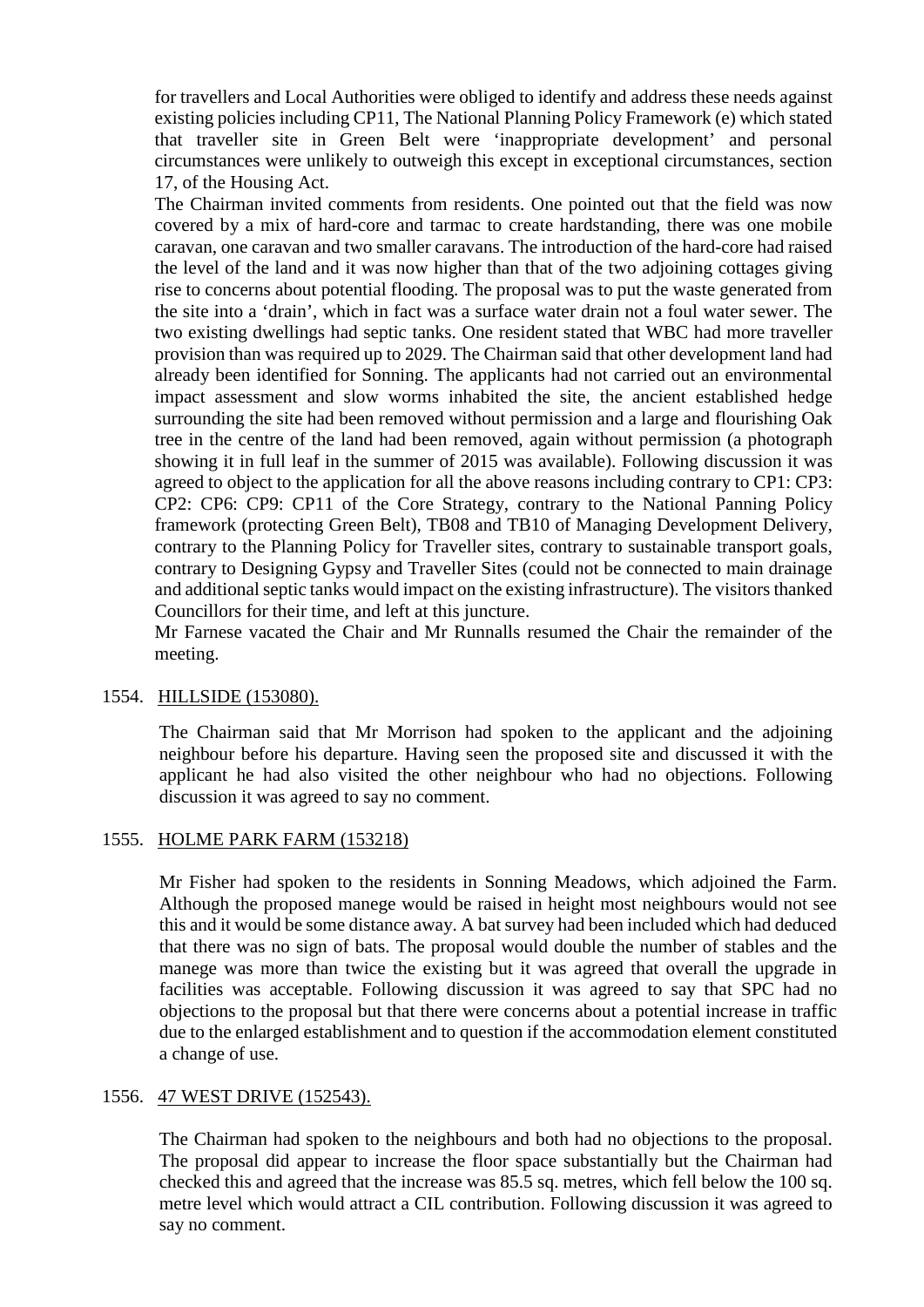for travellers and Local Authorities were obliged to identify and address these needs against existing policies including CP11, The National Planning Policy Framework (e) which stated that traveller site in Green Belt were 'inappropriate development' and personal circumstances were unlikely to outweigh this except in exceptional circumstances, section 17, of the Housing Act.

The Chairman invited comments from residents. One pointed out that the field was now covered by a mix of hard-core and tarmac to create hardstanding, there was one mobile caravan, one caravan and two smaller caravans. The introduction of the hard-core had raised the level of the land and it was now higher than that of the two adjoining cottages giving rise to concerns about potential flooding. The proposal was to put the waste generated from the site into a 'drain', which in fact was a surface water drain not a foul water sewer. The two existing dwellings had septic tanks. One resident stated that WBC had more traveller provision than was required up to 2029. The Chairman said that other development land had already been identified for Sonning. The applicants had not carried out an environmental impact assessment and slow worms inhabited the site, the ancient established hedge surrounding the site had been removed without permission and a large and flourishing Oak tree in the centre of the land had been removed, again without permission (a photograph showing it in full leaf in the summer of 2015 was available). Following discussion it was agreed to object to the application for all the above reasons including contrary to CP1: CP3: CP2: CP6: CP9: CP11 of the Core Strategy, contrary to the National Panning Policy framework (protecting Green Belt), TB08 and TB10 of Managing Development Delivery, contrary to the Planning Policy for Traveller sites, contrary to sustainable transport goals, contrary to Designing Gypsy and Traveller Sites (could not be connected to main drainage and additional septic tanks would impact on the existing infrastructure). The visitors thanked Councillors for their time, and left at this juncture.

Mr Farnese vacated the Chair and Mr Runnalls resumed the Chair the remainder of the meeting.

1554. HILLSIDE (153080).

The Chairman said that Mr Morrison had spoken to the applicant and the adjoining neighbour before his departure. Having seen the proposed site and discussed it with the applicant he had also visited the other neighbour who had no objections. Following discussion it was agreed to say no comment.

1555. HOLME PARK FARM (153218)

Mr Fisher had spoken to the residents in Sonning Meadows, which adjoined the Farm. Although the proposed manege would be raised in height most neighbours would not see this and it would be some distance away. A bat survey had been included which had deduced that there was no sign of bats. The proposal would double the number of stables and the manege was more than twice the existing but it was agreed that overall the upgrade in facilities was acceptable. Following discussion it was agreed to say that SPC had no objections to the proposal but that there were concerns about a potential increase in traffic due to the enlarged establishment and to question if the accommodation element constituted a change of use.

1556. 47 WEST DRIVE (152543).

The Chairman had spoken to the neighbours and both had no objections to the proposal. The proposal did appear to increase the floor space substantially but the Chairman had checked this and agreed that the increase was 85.5 sq. metres, which fell below the 100 sq. metre level which would attract a CIL contribution. Following discussion it was agreed to say no comment.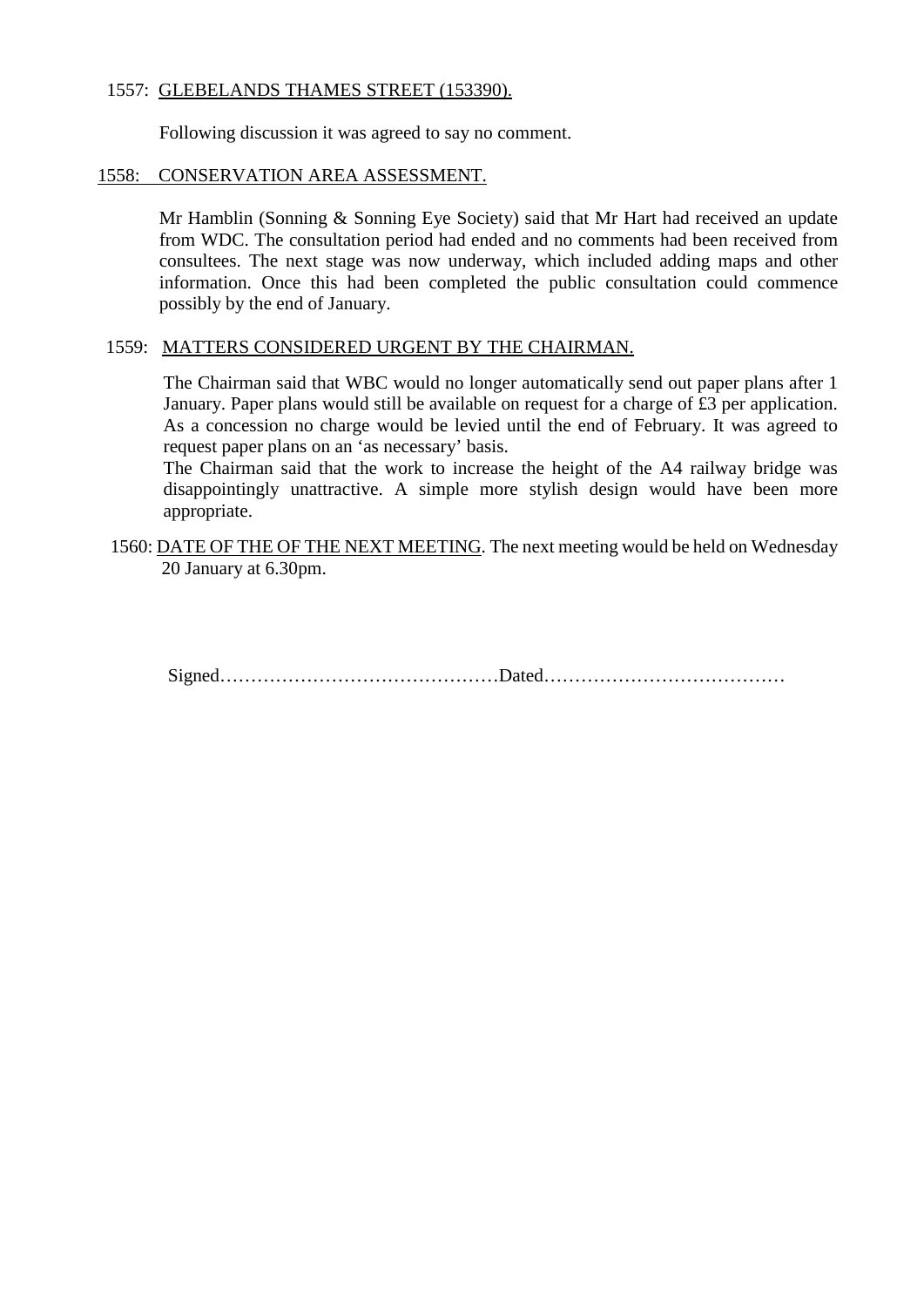1557: GLEBELANDS THAMES STREET (153390).

Following discussion it was agreed to say no comment.

1558: CONSERVATION AREA ASSESSMENT.

Mr Hamblin (Sonning & Sonning Eye Society) said that Mr Hart had received an update from WDC. The consultation period had ended and no comments had been received from consultees. The next stage was now underway, which included adding maps and other information. Once this had been completed the public consultation could commence possibly by the end of January.

1559: MATTERS CONSIDERED URGENT BY THE CHAIRMAN.

The Chairman said that WBC would no longer automatically send out paper plans after 1 January. Paper plans would still be available on request for a charge of £3 per application. As a concession no charge would be levied until the end of February. It was agreed to request paper plans on an 'as necessary' basis.

The Chairman said that the work to increase the height of the A4 railway bridge was disappointingly unattractive. A simple more stylish design would have been more appropriate.

1560: DATE OF THE OF THE NEXT MEETING. The next meeting would be held on Wednesday 20 January at 6.30pm.

Signed………………………………………Dated…………………………………